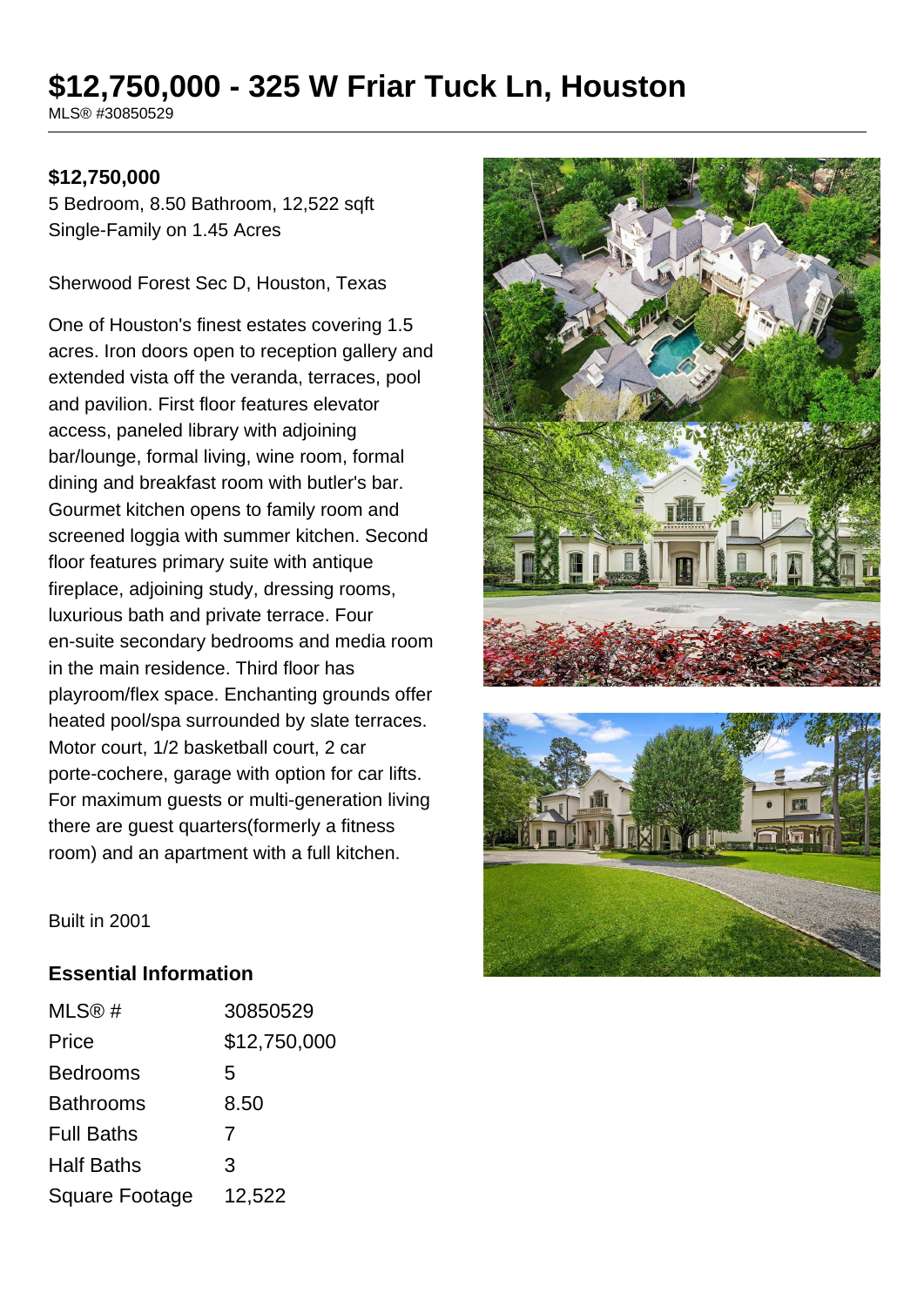# $12,750,000 - 325 W Friar Tuck Ln, Houston

MLS® #30850529

**$12,750,000**

5 Bedroom, 8.50 Bathroom, 12,522 sqft
Single-Family on 1.45 Acres

Sherwood Forest Sec D, Houston, Texas

One of Houston's finest estates covering 1.5 acres. Iron doors open to reception gallery and extended vista off the veranda, terraces, pool and pavilion. First floor features elevator access, paneled library with adjoining bar/lounge, formal living, wine room, formal dining and breakfast room with butler's bar. Gourmet kitchen opens to family room and screened loggia with summer kitchen. Second floor features primary suite with antique fireplace, adjoining study, dressing rooms, luxurious bath and private terrace. Four en-suite secondary bedrooms and media room in the main residence. Third floor has playroom/flex space. Enchanting grounds offer heated pool/spa surrounded by slate terraces. Motor court, 1/2 basketball court, 2 car porte-cochere, garage with option for car lifts. For maximum guests or multi-generation living there are guest quarters(formerly a fitness room) and an apartment with a full kitchen.

Built in 2001

## Essential Information

| | |
|---|---|
| MLS® # | 30850529 |
| Price | $12,750,000 |
| Bedrooms | 5 |
| Bathrooms | 8.50 |
| Full Baths | 7 |
| Half Baths | 3 |
| Square Footage | 12,522 |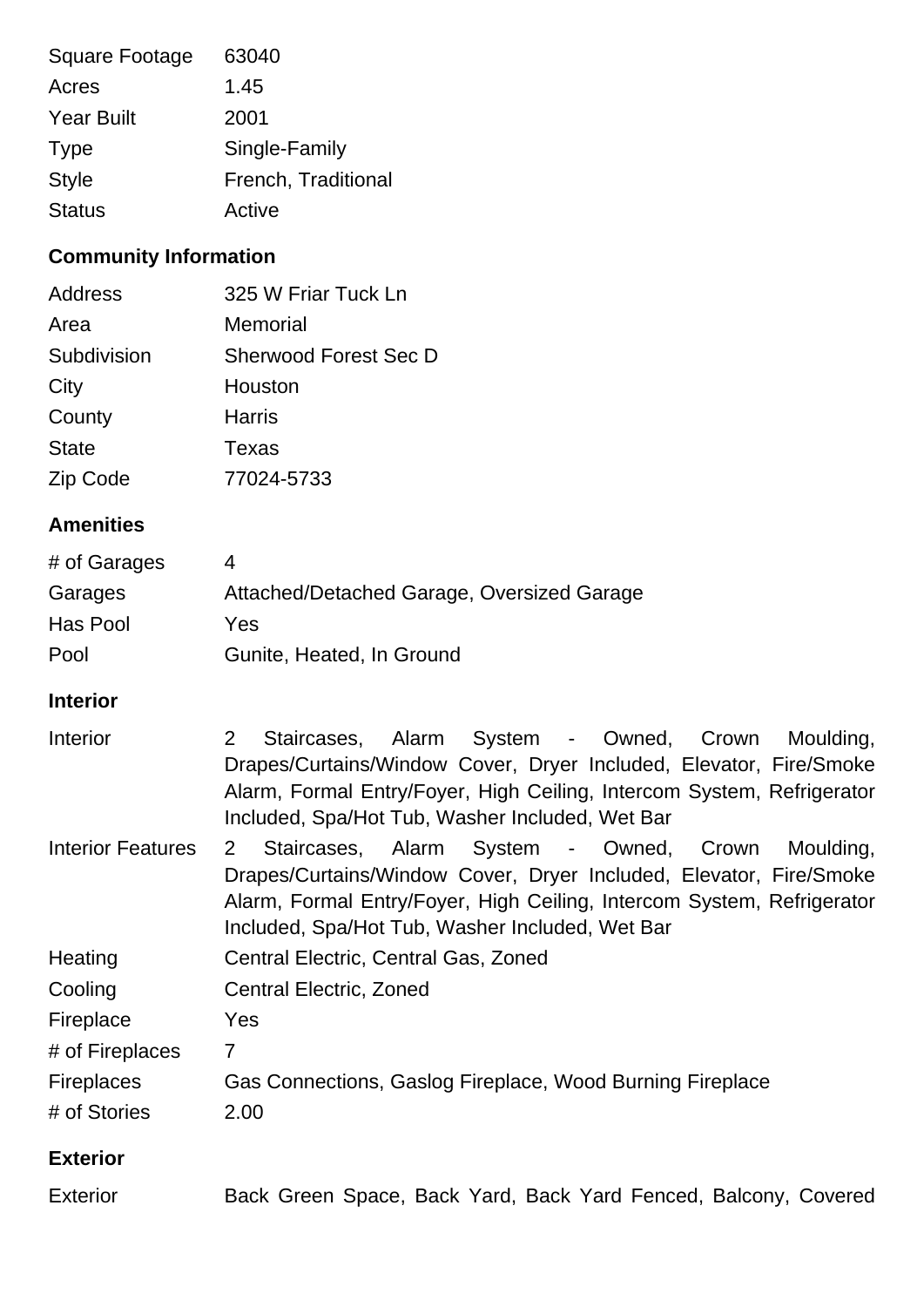| | |
|---|---|
| Square Footage | 63040 |
| Acres | 1.45 |
| Year Built | 2001 |
| Type | Single-Family |
| Style | French, Traditional |
| Status | Active |

### Community Information

| | |
|---|---|
| Address | 325 W Friar Tuck Ln |
| Area | Memorial |
| Subdivision | Sherwood Forest Sec D |
| City | Houston |
| County | Harris |
| State | Texas |
| Zip Code | 77024-5733 |

### Amenities

| | |
|---|---|
| # of Garages | 4 |
| Garages | Attached/Detached Garage, Oversized Garage |
| Has Pool | Yes |
| Pool | Gunite, Heated, In Ground |

### Interior

| | |
|---|---|
| Interior | 2 Staircases, Alarm System - Owned, Crown Moulding, Drapes/Curtains/Window Cover, Dryer Included, Elevator, Fire/Smoke Alarm, Formal Entry/Foyer, High Ceiling, Intercom System, Refrigerator Included, Spa/Hot Tub, Washer Included, Wet Bar |
| Interior Features | 2 Staircases, Alarm System - Owned, Crown Moulding, Drapes/Curtains/Window Cover, Dryer Included, Elevator, Fire/Smoke Alarm, Formal Entry/Foyer, High Ceiling, Intercom System, Refrigerator Included, Spa/Hot Tub, Washer Included, Wet Bar |
| Heating | Central Electric, Central Gas, Zoned |
| Cooling | Central Electric, Zoned |
| Fireplace | Yes |
| # of Fireplaces | 7 |
| Fireplaces | Gas Connections, Gaslog Fireplace, Wood Burning Fireplace |
| # of Stories | 2.00 |

### Exterior

| | |
|---|---|
| Exterior | Back Green Space, Back Yard, Back Yard Fenced, Balcony, Covered |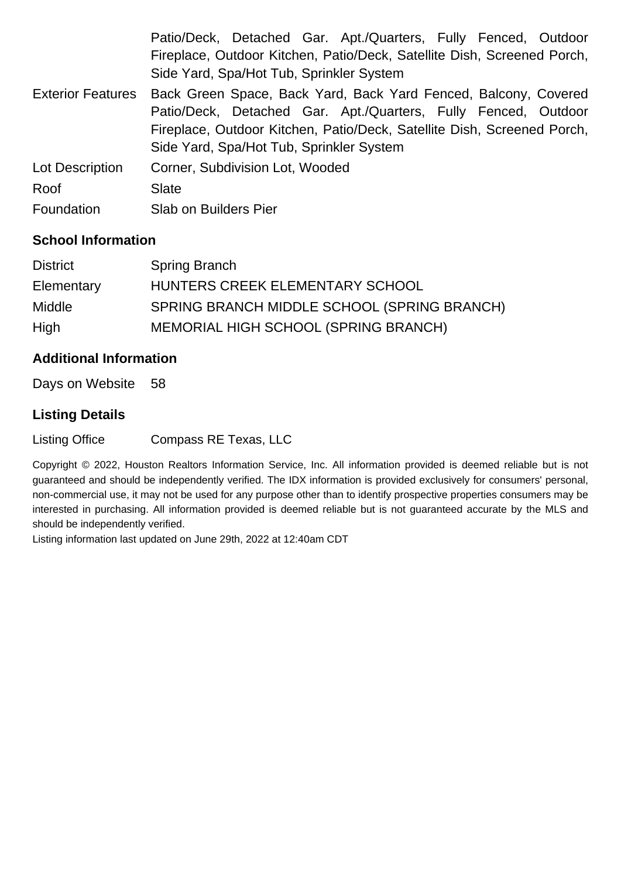| | |
|---|---|
| | Patio/Deck, Detached Gar. Apt./Quarters, Fully Fenced, Outdoor Fireplace, Outdoor Kitchen, Patio/Deck, Satellite Dish, Screened Porch, Side Yard, Spa/Hot Tub, Sprinkler System |
| Exterior Features | Back Green Space, Back Yard, Back Yard Fenced, Balcony, Covered Patio/Deck, Detached Gar. Apt./Quarters, Fully Fenced, Outdoor Fireplace, Outdoor Kitchen, Patio/Deck, Satellite Dish, Screened Porch, Side Yard, Spa/Hot Tub, Sprinkler System |
| Lot Description | Corner, Subdivision Lot, Wooded |
| Roof | Slate |
| Foundation | Slab on Builders Pier |

### School Information

| | |
|---|---|
| District | Spring Branch |
| Elementary | HUNTERS CREEK ELEMENTARY SCHOOL |
| Middle | SPRING BRANCH MIDDLE SCHOOL (SPRING BRANCH) |
| High | MEMORIAL HIGH SCHOOL (SPRING BRANCH) |

### Additional Information

| | |
|---|---|
| Days on Website | 58 |

### Listing Details

| | |
|---|---|
| Listing Office | Compass RE Texas, LLC |

Copyright © 2022, Houston Realtors Information Service, Inc. All information provided is deemed reliable but is not guaranteed and should be independently verified. The IDX information is provided exclusively for consumers' personal, non-commercial use, it may not be used for any purpose other than to identify prospective properties consumers may be interested in purchasing. All information provided is deemed reliable but is not guaranteed accurate by the MLS and should be independently verified.

Listing information last updated on June 29th, 2022 at 12:40am CDT